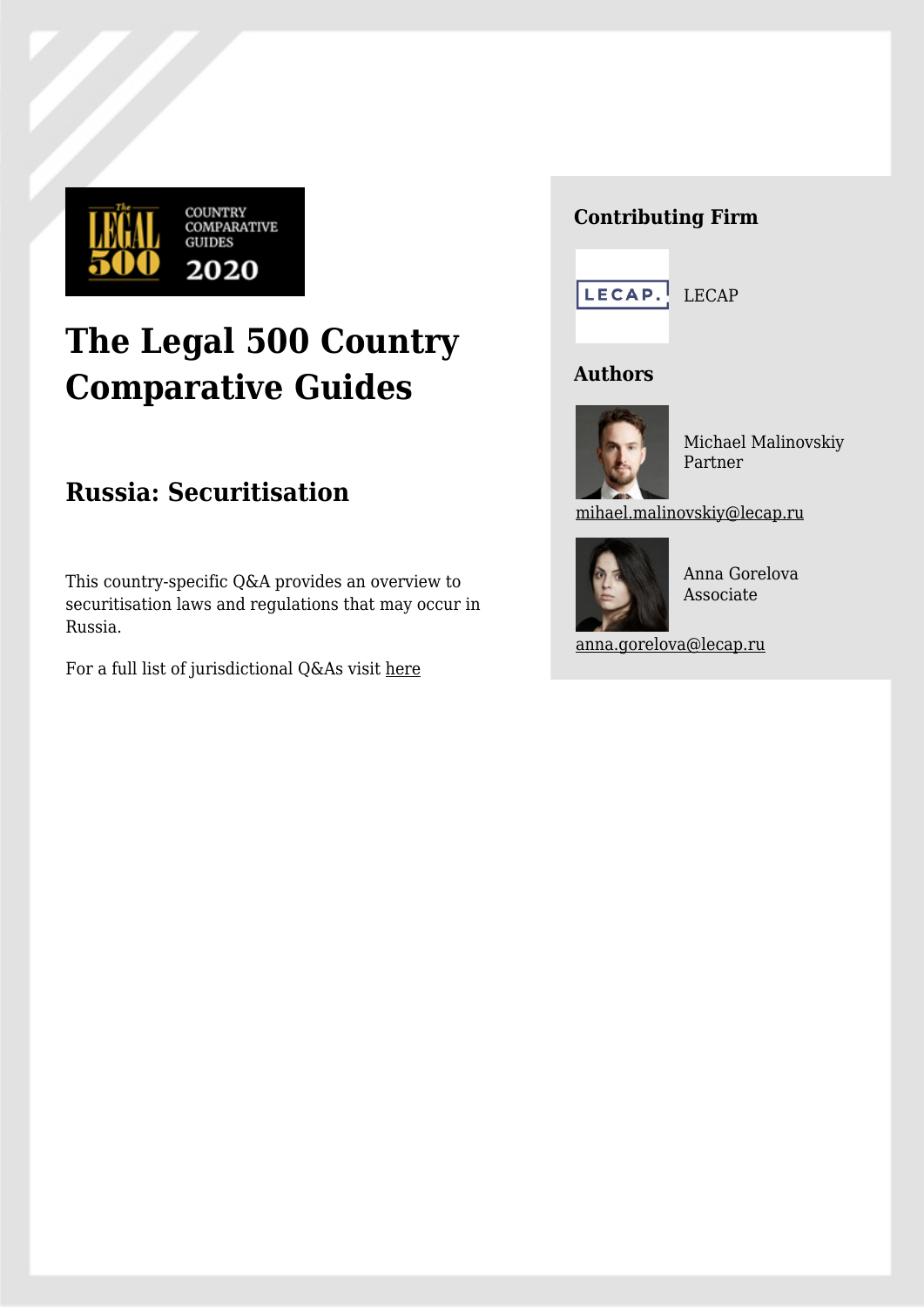# The Legal 500 Country Comparative Guides

## Russia: Securitisation

This country-specific Q&A provides an overview to securitisation laws and regulations that may occur in Russia.

For a full list of jurisdictional Q&As visit here

### Contributing Firm

LECAP

### Authors

Michael Malinovskiy
Partner

mihael.malinovskiy@lecap.ru

Anna Gorelova
Associate

anna.gorelova@lecap.ru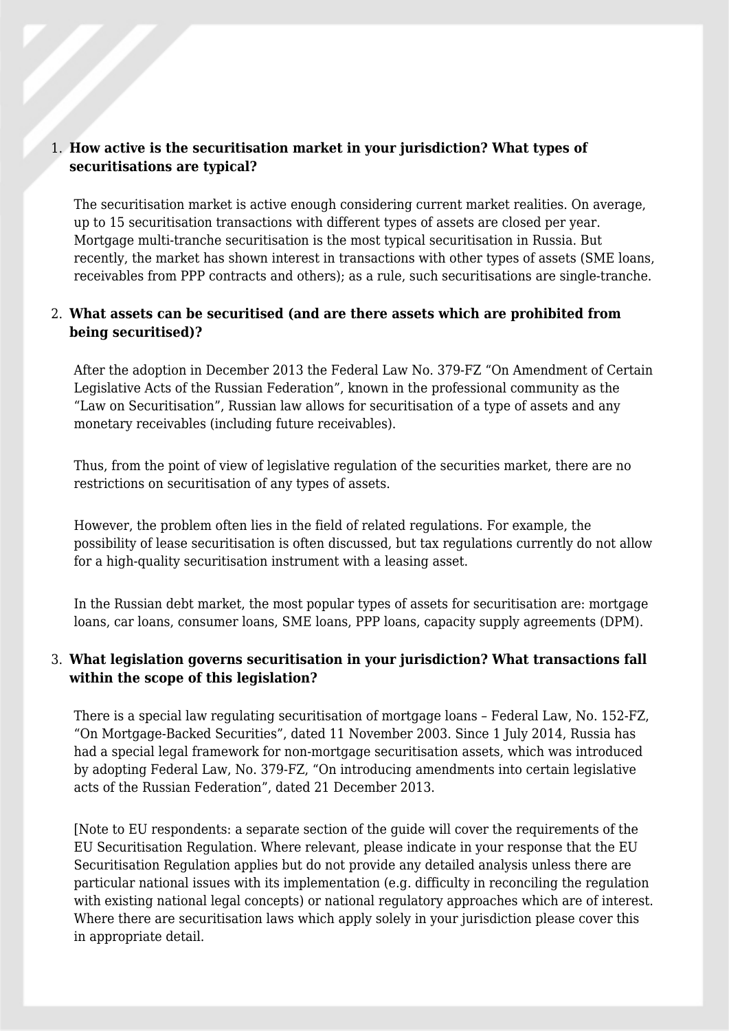1. **How active is the securitisation market in your jurisdiction? What types of securitisations are typical?**

   The securitisation market is active enough considering current market realities. On average, up to 15 securitisation transactions with different types of assets are closed per year. Mortgage multi-tranche securitisation is the most typical securitisation in Russia. But recently, the market has shown interest in transactions with other types of assets (SME loans, receivables from PPP contracts and others); as a rule, such securitisations are single-tranche.

2. **What assets can be securitised (and are there assets which are prohibited from being securitised)?**

   After the adoption in December 2013 the Federal Law No. 379-FZ “On Amendment of Certain Legislative Acts of the Russian Federation”, known in the professional community as the “Law on Securitisation”, Russian law allows for securitisation of a type of assets and any monetary receivables (including future receivables).

   Thus, from the point of view of legislative regulation of the securities market, there are no restrictions on securitisation of any types of assets.

   However, the problem often lies in the field of related regulations. For example, the possibility of lease securitisation is often discussed, but tax regulations currently do not allow for a high-quality securitisation instrument with a leasing asset.

   In the Russian debt market, the most popular types of assets for securitisation are: mortgage loans, car loans, consumer loans, SME loans, PPP loans, capacity supply agreements (DPM).

3. **What legislation governs securitisation in your jurisdiction? What transactions fall within the scope of this legislation?**

   There is a special law regulating securitisation of mortgage loans – Federal Law, No. 152-FZ, “On Mortgage-Backed Securities”, dated 11 November 2003. Since 1 July 2014, Russia has had a special legal framework for non-mortgage securitisation assets, which was introduced by adopting Federal Law, No. 379-FZ, “On introducing amendments into certain legislative acts of the Russian Federation”, dated 21 December 2013.

   [Note to EU respondents: a separate section of the guide will cover the requirements of the EU Securitisation Regulation. Where relevant, please indicate in your response that the EU Securitisation Regulation applies but do not provide any detailed analysis unless there are particular national issues with its implementation (e.g. difficulty in reconciling the regulation with existing national legal concepts) or national regulatory approaches which are of interest. Where there are securitisation laws which apply solely in your jurisdiction please cover this in appropriate detail.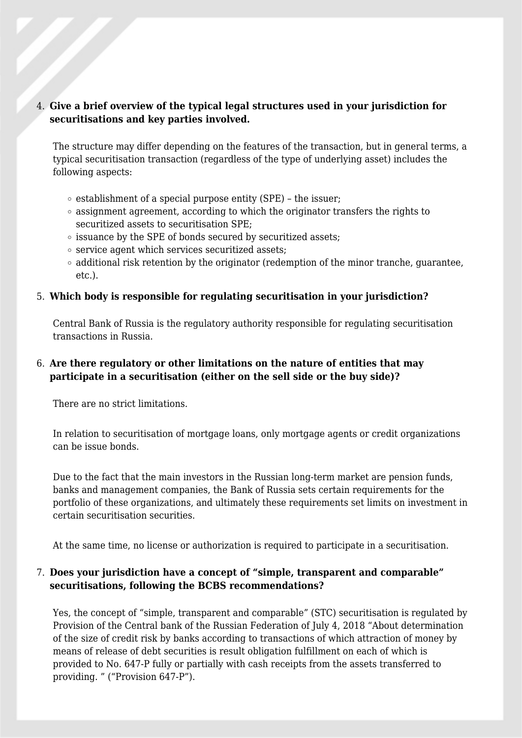4. **Give a brief overview of the typical legal structures used in your jurisdiction for securitisations and key parties involved.**

   The structure may differ depending on the features of the transaction, but in general terms, a typical securitisation transaction (regardless of the type of underlying asset) includes the following aspects:

   - establishment of a special purpose entity (SPE) – the issuer;
   - assignment agreement, according to which the originator transfers the rights to securitized assets to securitisation SPE;
   - issuance by the SPE of bonds secured by securitized assets;
   - service agent which services securitized assets;
   - additional risk retention by the originator (redemption of the minor tranche, guarantee, etc.).

5. **Which body is responsible for regulating securitisation in your jurisdiction?**

   Central Bank of Russia is the regulatory authority responsible for regulating securitisation transactions in Russia.

6. **Are there regulatory or other limitations on the nature of entities that may participate in a securitisation (either on the sell side or the buy side)?**

   There are no strict limitations.

   In relation to securitisation of mortgage loans, only mortgage agents or credit organizations can be issue bonds.

   Due to the fact that the main investors in the Russian long-term market are pension funds, banks and management companies, the Bank of Russia sets certain requirements for the portfolio of these organizations, and ultimately these requirements set limits on investment in certain securitisation securities.

   At the same time, no license or authorization is required to participate in a securitisation.

7. **Does your jurisdiction have a concept of "simple, transparent and comparable" securitisations, following the BCBS recommendations?**

   Yes, the concept of "simple, transparent and comparable" (STC) securitisation is regulated by Provision of the Central bank of the Russian Federation of July 4, 2018 "About determination of the size of credit risk by banks according to transactions of which attraction of money by means of release of debt securities is result obligation fulfillment on each of which is provided to No. 647-P fully or partially with cash receipts from the assets transferred to providing. " ("Provision 647-P").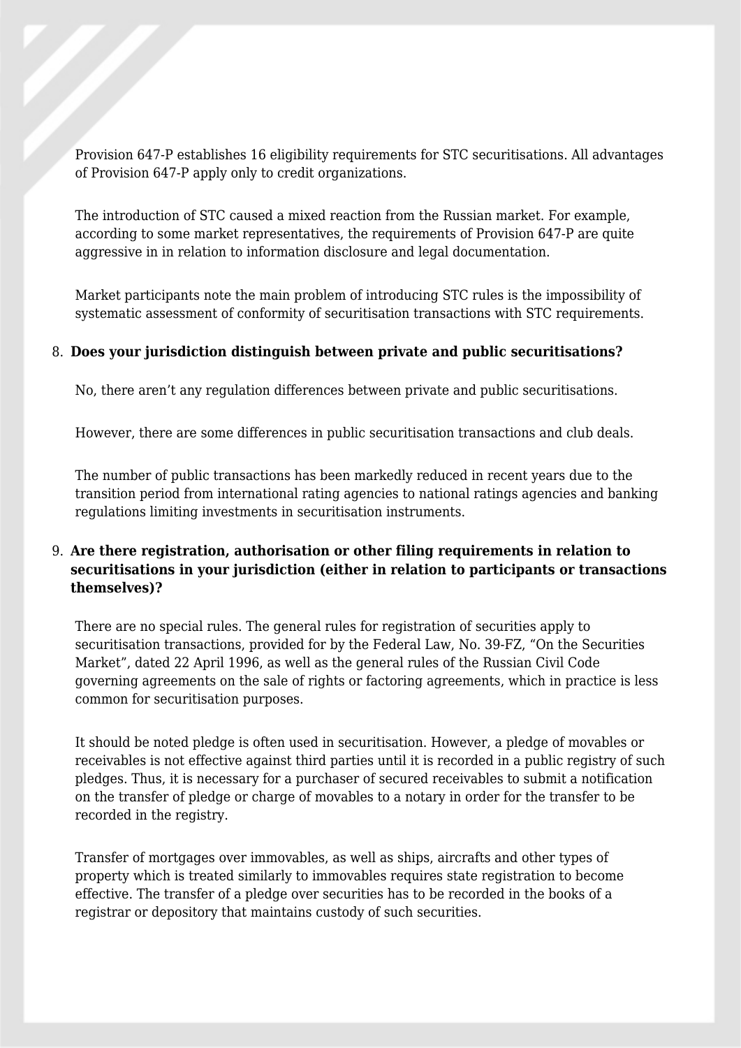Provision 647-P establishes 16 eligibility requirements for STC securitisations. All advantages of Provision 647-P apply only to credit organizations.

The introduction of STC caused a mixed reaction from the Russian market. For example, according to some market representatives, the requirements of Provision 647-P are quite aggressive in in relation to information disclosure and legal documentation.

Market participants note the main problem of introducing STC rules is the impossibility of systematic assessment of conformity of securitisation transactions with STC requirements.

8. **Does your jurisdiction distinguish between private and public securitisations?**

No, there aren't any regulation differences between private and public securitisations.

However, there are some differences in public securitisation transactions and club deals.

The number of public transactions has been markedly reduced in recent years due to the transition period from international rating agencies to national ratings agencies and banking regulations limiting investments in securitisation instruments.

9. **Are there registration, authorisation or other filing requirements in relation to securitisations in your jurisdiction (either in relation to participants or transactions themselves)?**

There are no special rules. The general rules for registration of securities apply to securitisation transactions, provided for by the Federal Law, No. 39-FZ, "On the Securities Market", dated 22 April 1996, as well as the general rules of the Russian Civil Code governing agreements on the sale of rights or factoring agreements, which in practice is less common for securitisation purposes.

It should be noted pledge is often used in securitisation. However, a pledge of movables or receivables is not effective against third parties until it is recorded in a public registry of such pledges. Thus, it is necessary for a purchaser of secured receivables to submit a notification on the transfer of pledge or charge of movables to a notary in order for the transfer to be recorded in the registry.

Transfer of mortgages over immovables, as well as ships, aircrafts and other types of property which is treated similarly to immovables requires state registration to become effective. The transfer of a pledge over securities has to be recorded in the books of a registrar or depository that maintains custody of such securities.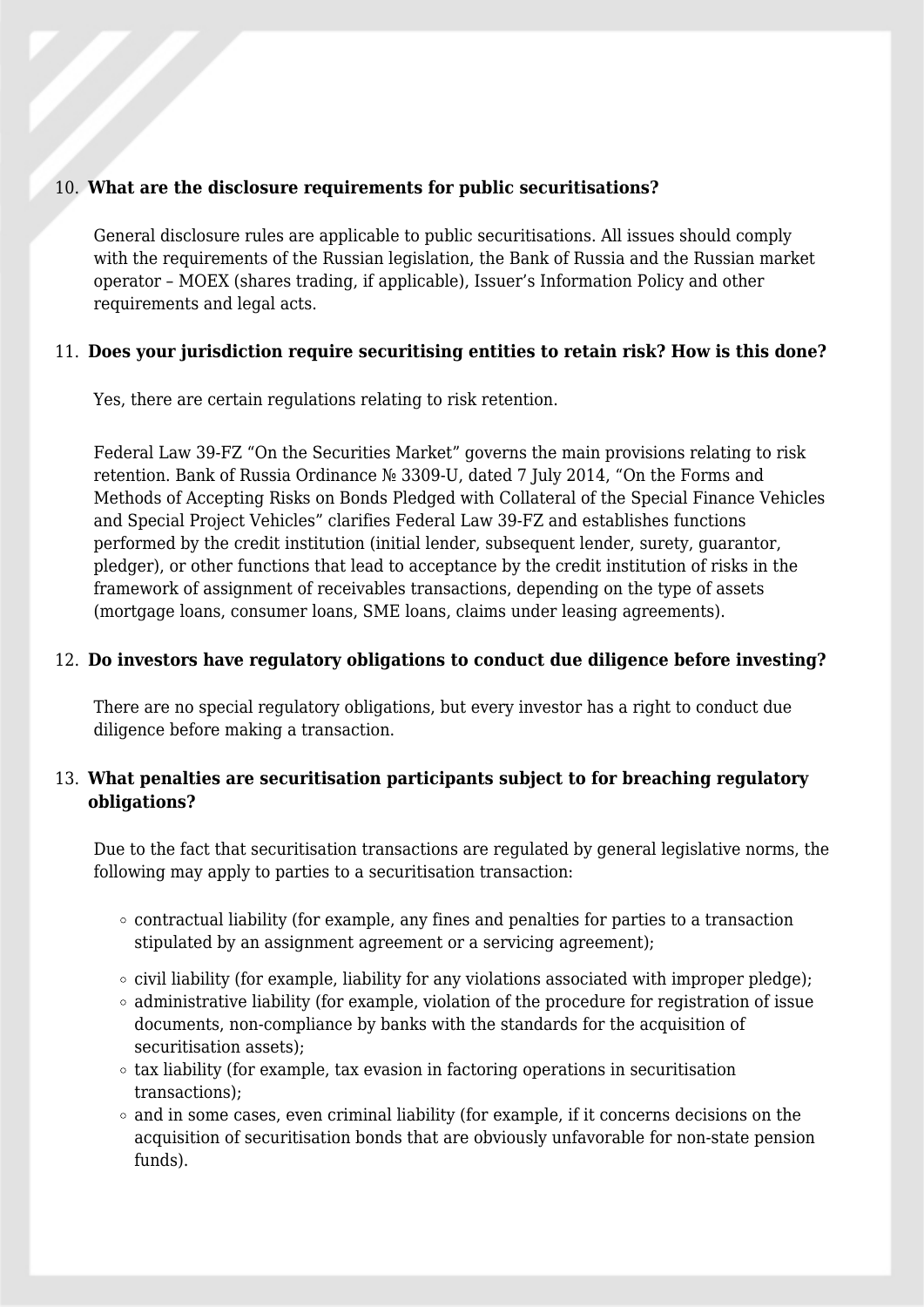10. **What are the disclosure requirements for public securitisations?**

    General disclosure rules are applicable to public securitisations. All issues should comply with the requirements of the Russian legislation, the Bank of Russia and the Russian market operator – MOEX (shares trading, if applicable), Issuer's Information Policy and other requirements and legal acts.

11. **Does your jurisdiction require securitising entities to retain risk? How is this done?**

    Yes, there are certain regulations relating to risk retention.

    Federal Law 39-FZ "On the Securities Market" governs the main provisions relating to risk retention. Bank of Russia Ordinance № 3309-U, dated 7 July 2014, "On the Forms and Methods of Accepting Risks on Bonds Pledged with Collateral of the Special Finance Vehicles and Special Project Vehicles" clarifies Federal Law 39-FZ and establishes functions performed by the credit institution (initial lender, subsequent lender, surety, guarantor, pledger), or other functions that lead to acceptance by the credit institution of risks in the framework of assignment of receivables transactions, depending on the type of assets (mortgage loans, consumer loans, SME loans, claims under leasing agreements).

12. **Do investors have regulatory obligations to conduct due diligence before investing?**

    There are no special regulatory obligations, but every investor has a right to conduct due diligence before making a transaction.

13. **What penalties are securitisation participants subject to for breaching regulatory obligations?**

    Due to the fact that securitisation transactions are regulated by general legislative norms, the following may apply to parties to a securitisation transaction:

    - contractual liability (for example, any fines and penalties for parties to a transaction stipulated by an assignment agreement or a servicing agreement);
    - civil liability (for example, liability for any violations associated with improper pledge);
    - administrative liability (for example, violation of the procedure for registration of issue documents, non-compliance by banks with the standards for the acquisition of securitisation assets);
    - tax liability (for example, tax evasion in factoring operations in securitisation transactions);
    - and in some cases, even criminal liability (for example, if it concerns decisions on the acquisition of securitisation bonds that are obviously unfavorable for non-state pension funds).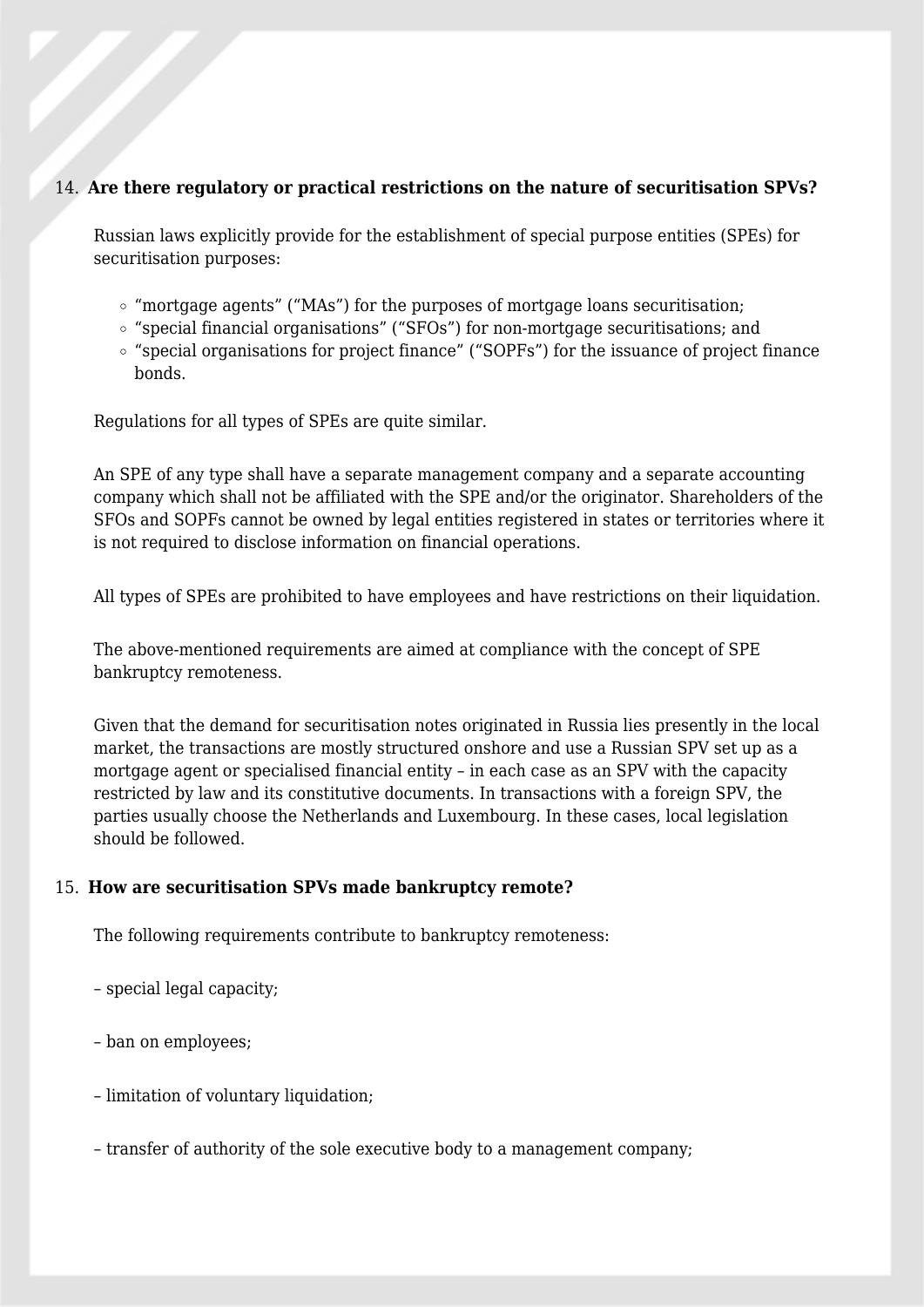14. **Are there regulatory or practical restrictions on the nature of securitisation SPVs?**

Russian laws explicitly provide for the establishment of special purpose entities (SPEs) for securitisation purposes:

- "mortgage agents" ("MAs") for the purposes of mortgage loans securitisation;
- "special financial organisations" ("SFOs") for non-mortgage securitisations; and
- "special organisations for project finance" ("SOPFs") for the issuance of project finance bonds.

Regulations for all types of SPEs are quite similar.

An SPE of any type shall have a separate management company and a separate accounting company which shall not be affiliated with the SPE and/or the originator. Shareholders of the SFOs and SOPFs cannot be owned by legal entities registered in states or territories where it is not required to disclose information on financial operations.

All types of SPEs are prohibited to have employees and have restrictions on their liquidation.

The above-mentioned requirements are aimed at compliance with the concept of SPE bankruptcy remoteness.

Given that the demand for securitisation notes originated in Russia lies presently in the local market, the transactions are mostly structured onshore and use a Russian SPV set up as a mortgage agent or specialised financial entity – in each case as an SPV with the capacity restricted by law and its constitutive documents. In transactions with a foreign SPV, the parties usually choose the Netherlands and Luxembourg. In these cases, local legislation should be followed.

15. **How are securitisation SPVs made bankruptcy remote?**

The following requirements contribute to bankruptcy remoteness:

– special legal capacity;

– ban on employees;

– limitation of voluntary liquidation;

– transfer of authority of the sole executive body to a management company;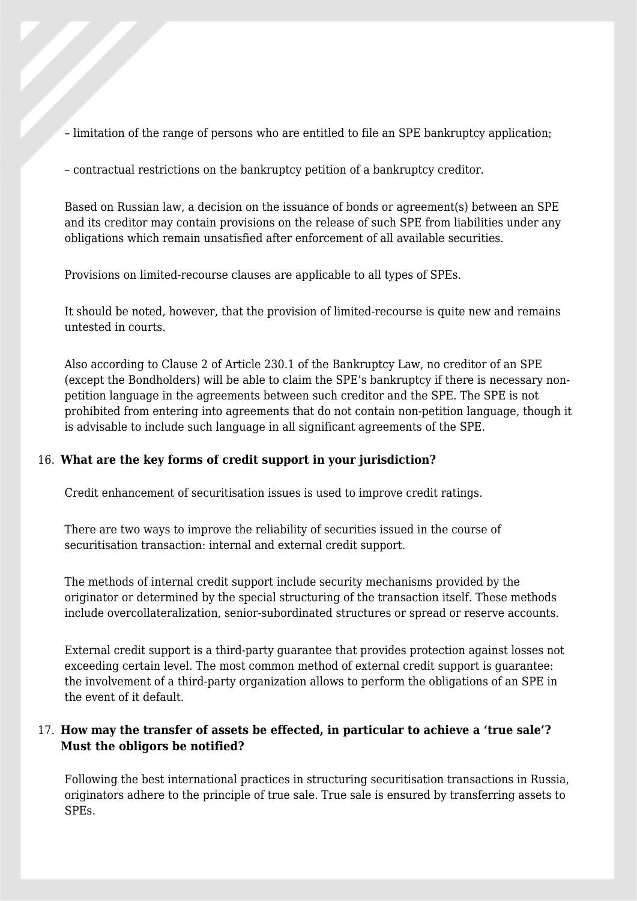– limitation of the range of persons who are entitled to file an SPE bankruptcy application;

– contractual restrictions on the bankruptcy petition of a bankruptcy creditor.

Based on Russian law, a decision on the issuance of bonds or agreement(s) between an SPE and its creditor may contain provisions on the release of such SPE from liabilities under any obligations which remain unsatisfied after enforcement of all available securities.

Provisions on limited-recourse clauses are applicable to all types of SPEs.

It should be noted, however, that the provision of limited-recourse is quite new and remains untested in courts.

Also according to Clause 2 of Article 230.1 of the Bankruptcy Law, no creditor of an SPE (except the Bondholders) will be able to claim the SPE's bankruptcy if there is necessary non-petition language in the agreements between such creditor and the SPE. The SPE is not prohibited from entering into agreements that do not contain non-petition language, though it is advisable to include such language in all significant agreements of the SPE.

16. **What are the key forms of credit support in your jurisdiction?**

Credit enhancement of securitisation issues is used to improve credit ratings.

There are two ways to improve the reliability of securities issued in the course of securitisation transaction: internal and external credit support.

The methods of internal credit support include security mechanisms provided by the originator or determined by the special structuring of the transaction itself. These methods include overcollateralization, senior-subordinated structures or spread or reserve accounts.

External credit support is a third-party guarantee that provides protection against losses not exceeding certain level. The most common method of external credit support is guarantee: the involvement of a third-party organization allows to perform the obligations of an SPE in the event of it default.

17. **How may the transfer of assets be effected, in particular to achieve a 'true sale'? Must the obligors be notified?**

Following the best international practices in structuring securitisation transactions in Russia, originators adhere to the principle of true sale. True sale is ensured by transferring assets to SPEs.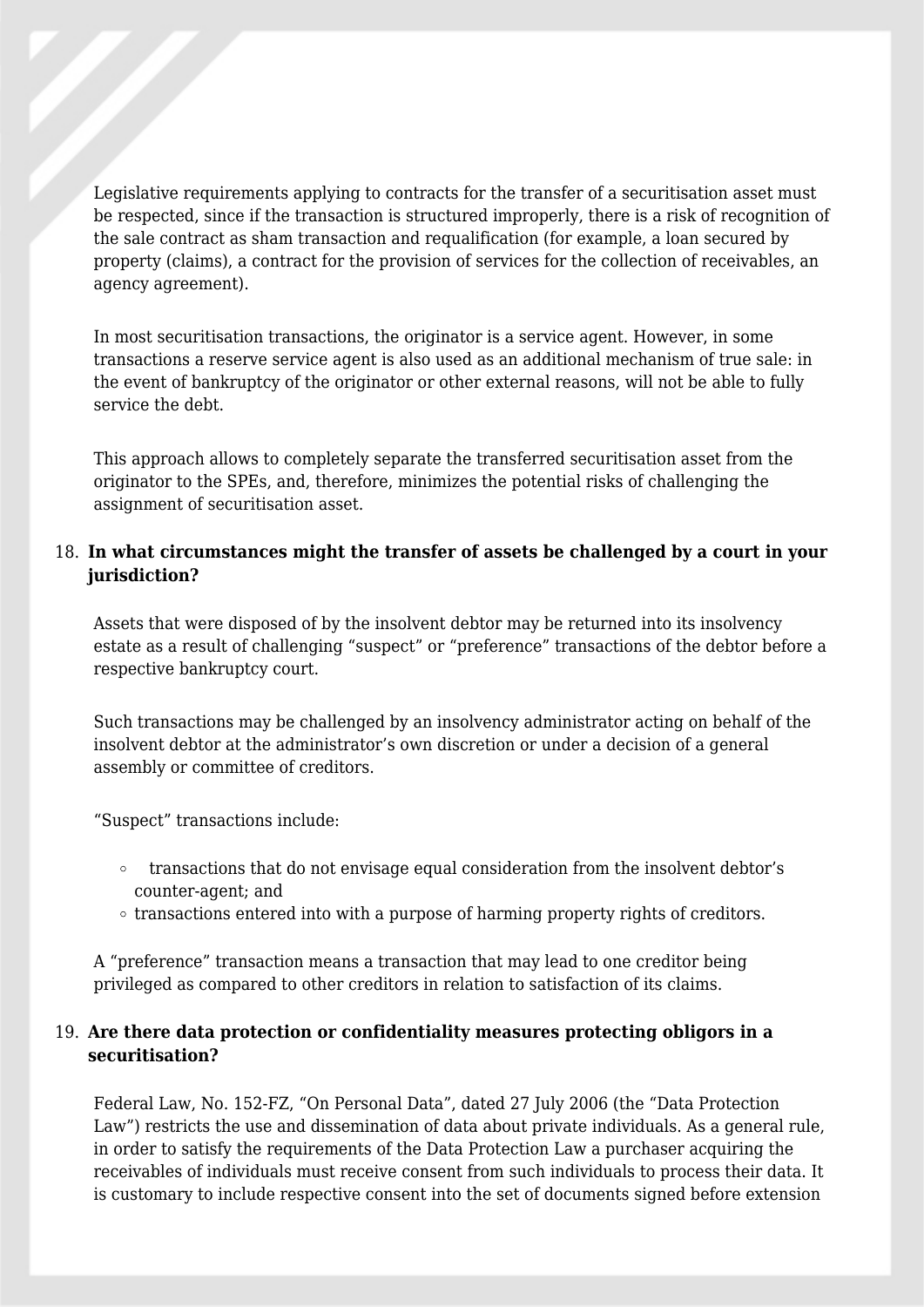Legislative requirements applying to contracts for the transfer of a securitisation asset must be respected, since if the transaction is structured improperly, there is a risk of recognition of the sale contract as sham transaction and requalification (for example, a loan secured by property (claims), a contract for the provision of services for the collection of receivables, an agency agreement).

In most securitisation transactions, the originator is a service agent. However, in some transactions a reserve service agent is also used as an additional mechanism of true sale: in the event of bankruptcy of the originator or other external reasons, will not be able to fully service the debt.

This approach allows to completely separate the transferred securitisation asset from the originator to the SPEs, and, therefore, minimizes the potential risks of challenging the assignment of securitisation asset.

18. **In what circumstances might the transfer of assets be challenged by a court in your jurisdiction?**

Assets that were disposed of by the insolvent debtor may be returned into its insolvency estate as a result of challenging "suspect" or "preference" transactions of the debtor before a respective bankruptcy court.

Such transactions may be challenged by an insolvency administrator acting on behalf of the insolvent debtor at the administrator's own discretion or under a decision of a general assembly or committee of creditors.

"Suspect" transactions include:

- transactions that do not envisage equal consideration from the insolvent debtor's counter-agent; and
- transactions entered into with a purpose of harming property rights of creditors.

A "preference" transaction means a transaction that may lead to one creditor being privileged as compared to other creditors in relation to satisfaction of its claims.

19. **Are there data protection or confidentiality measures protecting obligors in a securitisation?**

Federal Law, No. 152-FZ, "On Personal Data", dated 27 July 2006 (the "Data Protection Law") restricts the use and dissemination of data about private individuals. As a general rule, in order to satisfy the requirements of the Data Protection Law a purchaser acquiring the receivables of individuals must receive consent from such individuals to process their data. It is customary to include respective consent into the set of documents signed before extension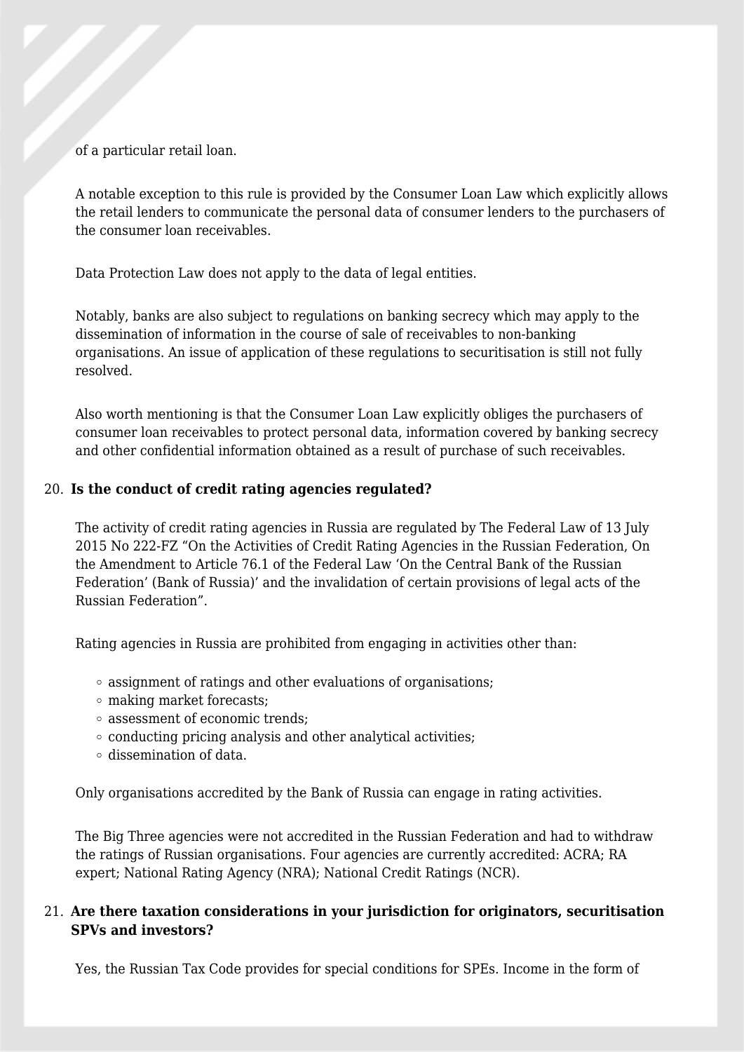of a particular retail loan.

A notable exception to this rule is provided by the Consumer Loan Law which explicitly allows the retail lenders to communicate the personal data of consumer lenders to the purchasers of the consumer loan receivables.

Data Protection Law does not apply to the data of legal entities.

Notably, banks are also subject to regulations on banking secrecy which may apply to the dissemination of information in the course of sale of receivables to non-banking organisations. An issue of application of these regulations to securitisation is still not fully resolved.

Also worth mentioning is that the Consumer Loan Law explicitly obliges the purchasers of consumer loan receivables to protect personal data, information covered by banking secrecy and other confidential information obtained as a result of purchase of such receivables.

20. **Is the conduct of credit rating agencies regulated?**

The activity of credit rating agencies in Russia are regulated by The Federal Law of 13 July 2015 No 222-FZ "On the Activities of Credit Rating Agencies in the Russian Federation, On the Amendment to Article 76.1 of the Federal Law 'On the Central Bank of the Russian Federation' (Bank of Russia)' and the invalidation of certain provisions of legal acts of the Russian Federation".

Rating agencies in Russia are prohibited from engaging in activities other than:

- assignment of ratings and other evaluations of organisations;
- making market forecasts;
- assessment of economic trends;
- conducting pricing analysis and other analytical activities;
- dissemination of data.

Only organisations accredited by the Bank of Russia can engage in rating activities.

The Big Three agencies were not accredited in the Russian Federation and had to withdraw the ratings of Russian organisations. Four agencies are currently accredited: ACRA; RA expert; National Rating Agency (NRA); National Credit Ratings (NCR).

21. **Are there taxation considerations in your jurisdiction for originators, securitisation SPVs and investors?**

Yes, the Russian Tax Code provides for special conditions for SPEs. Income in the form of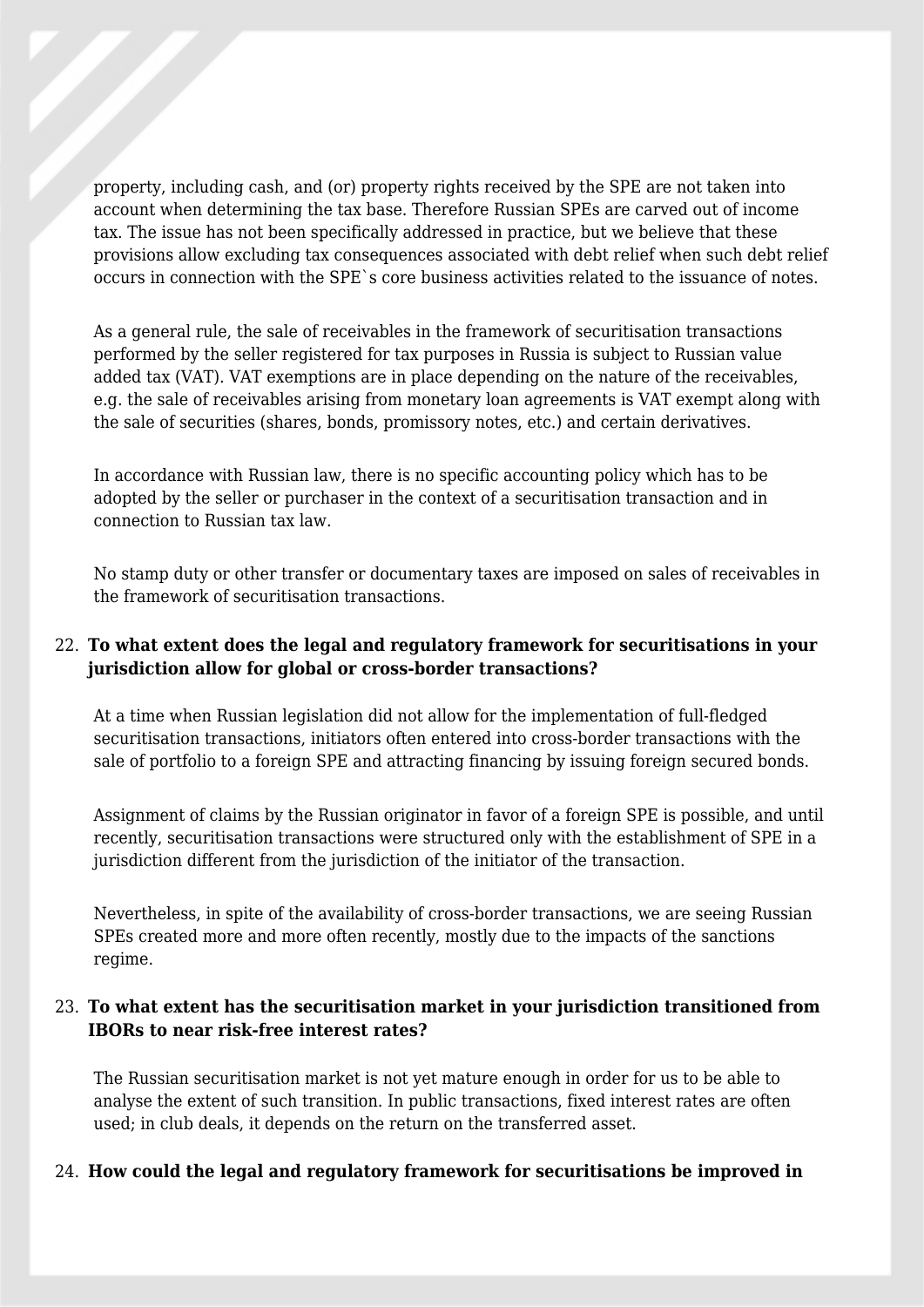property, including cash, and (or) property rights received by the SPE are not taken into account when determining the tax base. Therefore Russian SPEs are carved out of income tax. The issue has not been specifically addressed in practice, but we believe that these provisions allow excluding tax consequences associated with debt relief when such debt relief occurs in connection with the SPE`s core business activities related to the issuance of notes.

As a general rule, the sale of receivables in the framework of securitisation transactions performed by the seller registered for tax purposes in Russia is subject to Russian value added tax (VAT). VAT exemptions are in place depending on the nature of the receivables, e.g. the sale of receivables arising from monetary loan agreements is VAT exempt along with the sale of securities (shares, bonds, promissory notes, etc.) and certain derivatives.

In accordance with Russian law, there is no specific accounting policy which has to be adopted by the seller or purchaser in the context of a securitisation transaction and in connection to Russian tax law.

No stamp duty or other transfer or documentary taxes are imposed on sales of receivables in the framework of securitisation transactions.

22. **To what extent does the legal and regulatory framework for securitisations in your jurisdiction allow for global or cross-border transactions?**

At a time when Russian legislation did not allow for the implementation of full-fledged securitisation transactions, initiators often entered into cross-border transactions with the sale of portfolio to a foreign SPE and attracting financing by issuing foreign secured bonds.

Assignment of claims by the Russian originator in favor of a foreign SPE is possible, and until recently, securitisation transactions were structured only with the establishment of SPE in a jurisdiction different from the jurisdiction of the initiator of the transaction.

Nevertheless, in spite of the availability of cross-border transactions, we are seeing Russian SPEs created more and more often recently, mostly due to the impacts of the sanctions regime.

23. **To what extent has the securitisation market in your jurisdiction transitioned from IBORs to near risk-free interest rates?**

The Russian securitisation market is not yet mature enough in order for us to be able to analyse the extent of such transition. In public transactions, fixed interest rates are often used; in club deals, it depends on the return on the transferred asset.

24. **How could the legal and regulatory framework for securitisations be improved in**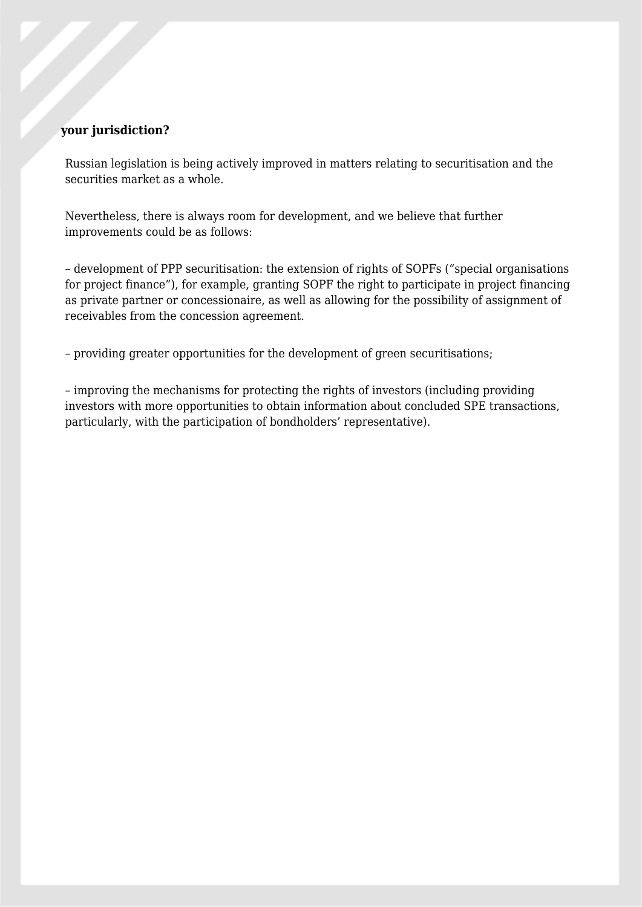**your jurisdiction?**

Russian legislation is being actively improved in matters relating to securitisation and the securities market as a whole.

Nevertheless, there is always room for development, and we believe that further improvements could be as follows:

– development of PPP securitisation: the extension of rights of SOPFs (“special organisations for project finance”), for example, granting SOPF the right to participate in project financing as private partner or concessionaire, as well as allowing for the possibility of assignment of receivables from the concession agreement.

– providing greater opportunities for the development of green securitisations;

– improving the mechanisms for protecting the rights of investors (including providing investors with more opportunities to obtain information about concluded SPE transactions, particularly, with the participation of bondholders’ representative).